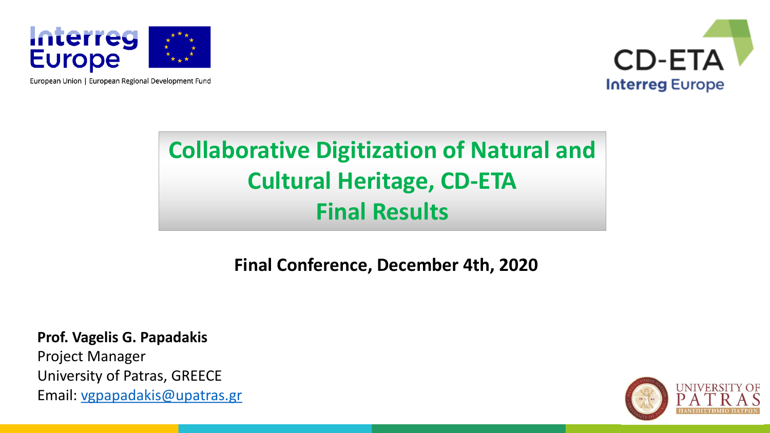Interreg Europe

European Union | European Regional Development Fund

CD-ETA
Interreg Europe

# Collaborative Digitization of Natural and Cultural Heritage, CD-ETA
# Final Results

**Final Conference, December 4th, 2020**

**Prof. Vagelis G. Papadakis**
Project Manager
University of Patras, GREECE
Email: vgpapadakis@upatras.gr

UNIVERSITY OF PATRAS
ΠΑΝΕΠΙΣΤΗΜΙΟ ΠΑΤΡΩΝ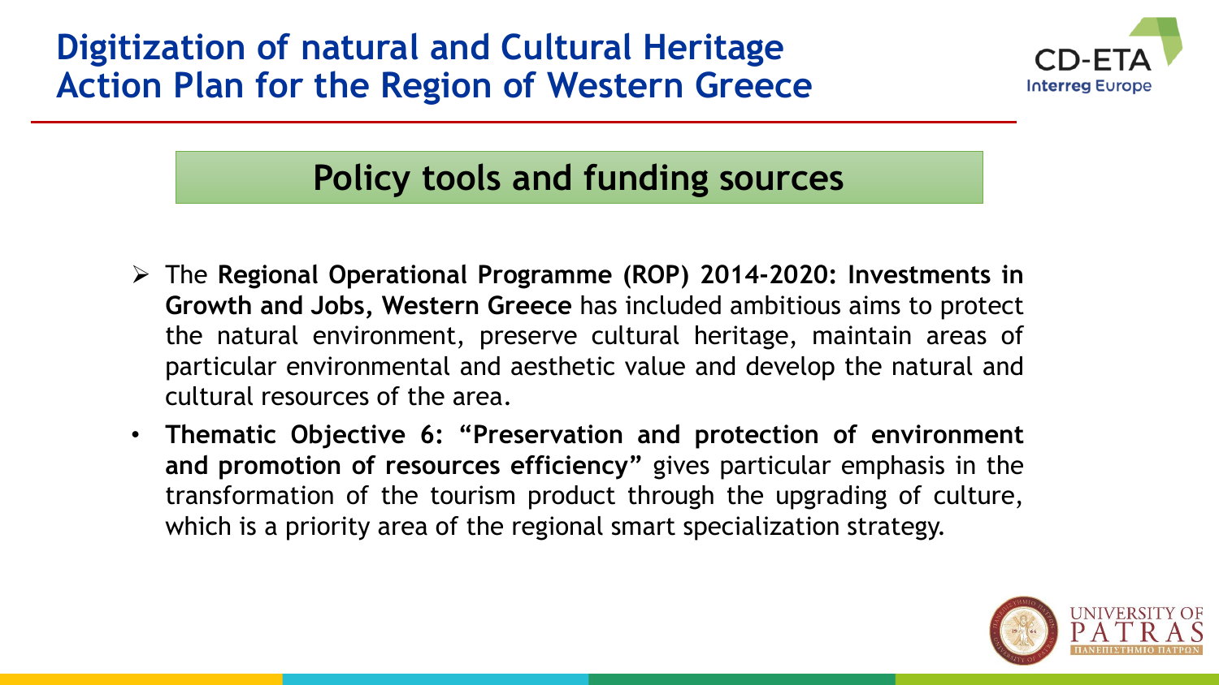# Digitization of natural and Cultural Heritage Action Plan for the Region of Western Greece

## Policy tools and funding sources

- The **Regional Operational Programme (ROP) 2014-2020: Investments in Growth and Jobs, Western Greece** has included ambitious aims to protect the natural environment, preserve cultural heritage, maintain areas of particular environmental and aesthetic value and develop the natural and cultural resources of the area.
- **Thematic Objective 6: "Preservation and protection of environment and promotion of resources efficiency"** gives particular emphasis in the transformation of the tourism product through the upgrading of culture, which is a priority area of the regional smart specialization strategy.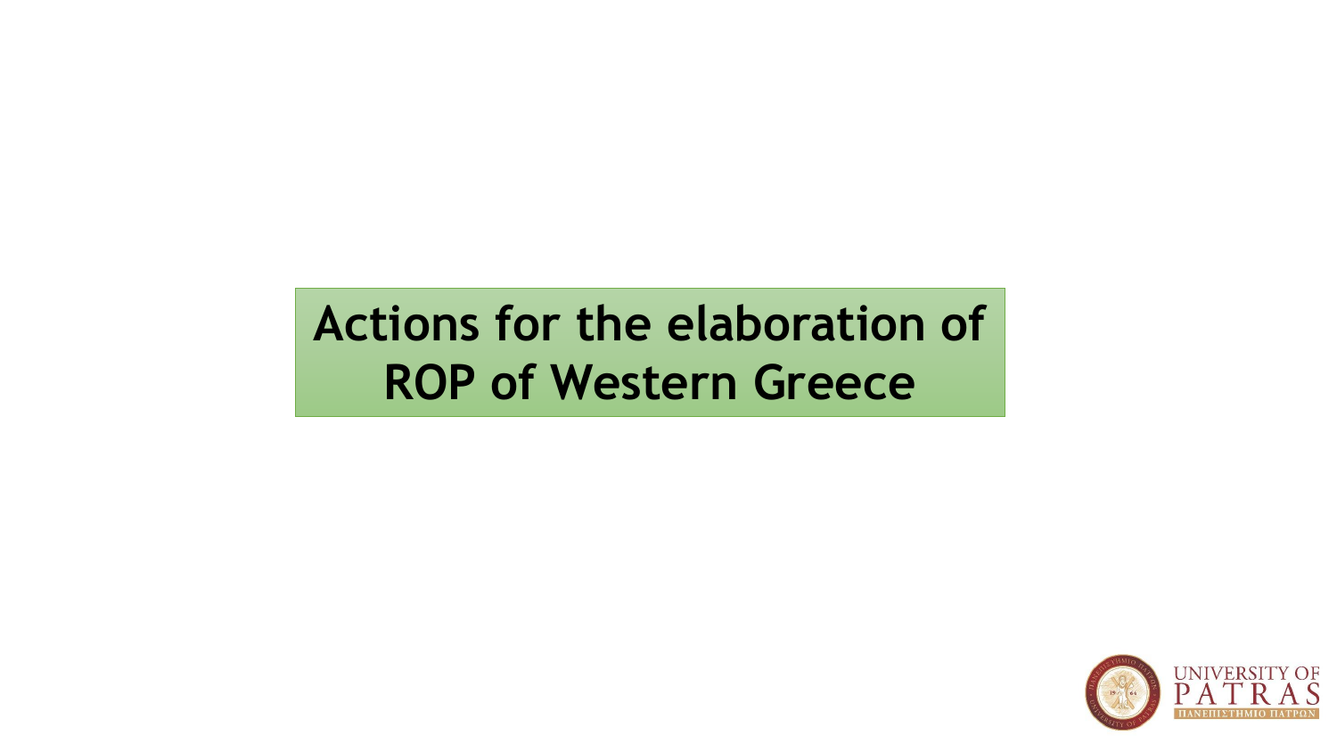# Actions for the elaboration of ROP of Western Greece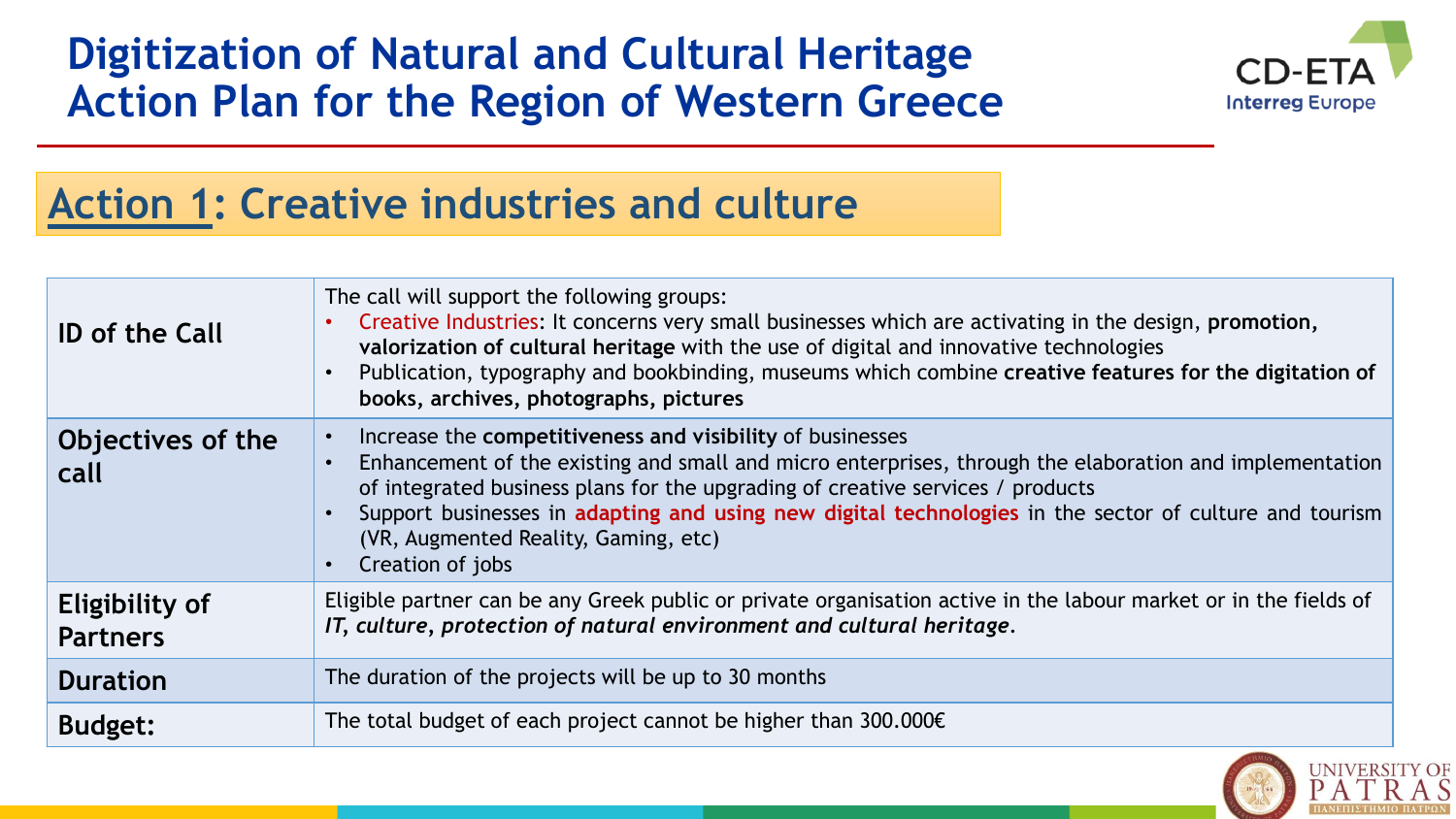# Digitization of Natural and Cultural Heritage Action Plan for the Region of Western Greece

## Action 1: Creative industries and culture

| | |
|---|---|
| **ID of the Call** | The call will support the following groups:<br>• Creative Industries: It concerns very small businesses which are activating in the design, **promotion, valorization of cultural heritage** with the use of digital and innovative technologies<br>• Publication, typography and bookbinding, museums which combine **creative features for the digitation of books, archives, photographs, pictures** |
| **Objectives of the call** | • Increase the **competitiveness and visibility** of businesses<br>• Enhancement of the existing and small and micro enterprises, through the elaboration and implementation of integrated business plans for the upgrading of creative services / products<br>• Support businesses in **adapting and using new digital technologies** in the sector of culture and tourism (VR, Augmented Reality, Gaming, etc)<br>• Creation of jobs |
| **Eligibility of Partners** | Eligible partner can be any Greek public or private organisation active in the labour market or in the fields of ***IT, culture, protection of natural environment and cultural heritage***. |
| **Duration** | The duration of the projects will be up to 30 months |
| **Budget:** | The total budget of each project cannot be higher than 300.000€ |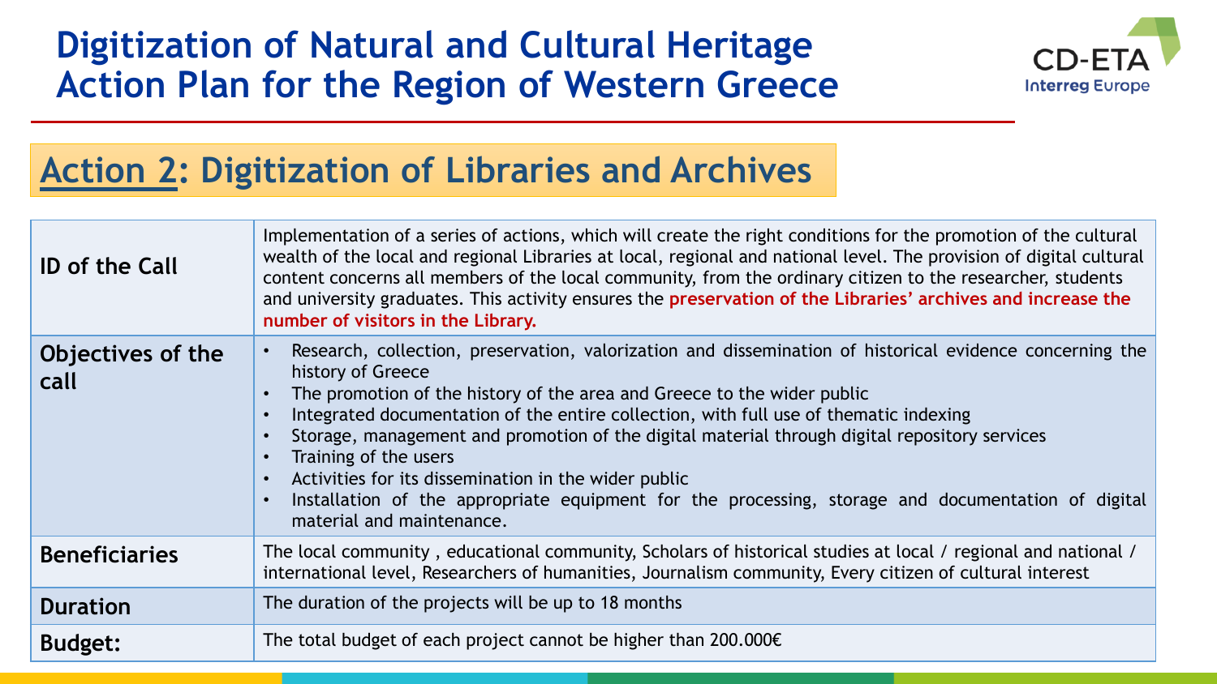# Digitization of Natural and Cultural Heritage Action Plan for the Region of Western Greece

## Action 2: Digitization of Libraries and Archives

| | |
|---|---|
| **ID of the Call** | Implementation of a series of actions, which will create the right conditions for the promotion of the cultural wealth of the local and regional Libraries at local, regional and national level. The provision of digital cultural content concerns all members of the local community, from the ordinary citizen to the researcher, students and university graduates. This activity ensures the **preservation of the Libraries' archives and increase the number of visitors in the Library.** |
| **Objectives of the call** | • Research, collection, preservation, valorization and dissemination of historical evidence concerning the history of Greece<br>• The promotion of the history of the area and Greece to the wider public<br>• Integrated documentation of the entire collection, with full use of thematic indexing<br>• Storage, management and promotion of the digital material through digital repository services<br>• Training of the users<br>• Activities for its dissemination in the wider public<br>• Installation of the appropriate equipment for the processing, storage and documentation of digital material and maintenance. |
| **Beneficiaries** | The local community , educational community, Scholars of historical studies at local / regional and national / international level, Researchers of humanities, Journalism community, Every citizen of cultural interest |
| **Duration** | The duration of the projects will be up to 18 months |
| **Budget:** | The total budget of each project cannot be higher than 200.000€ |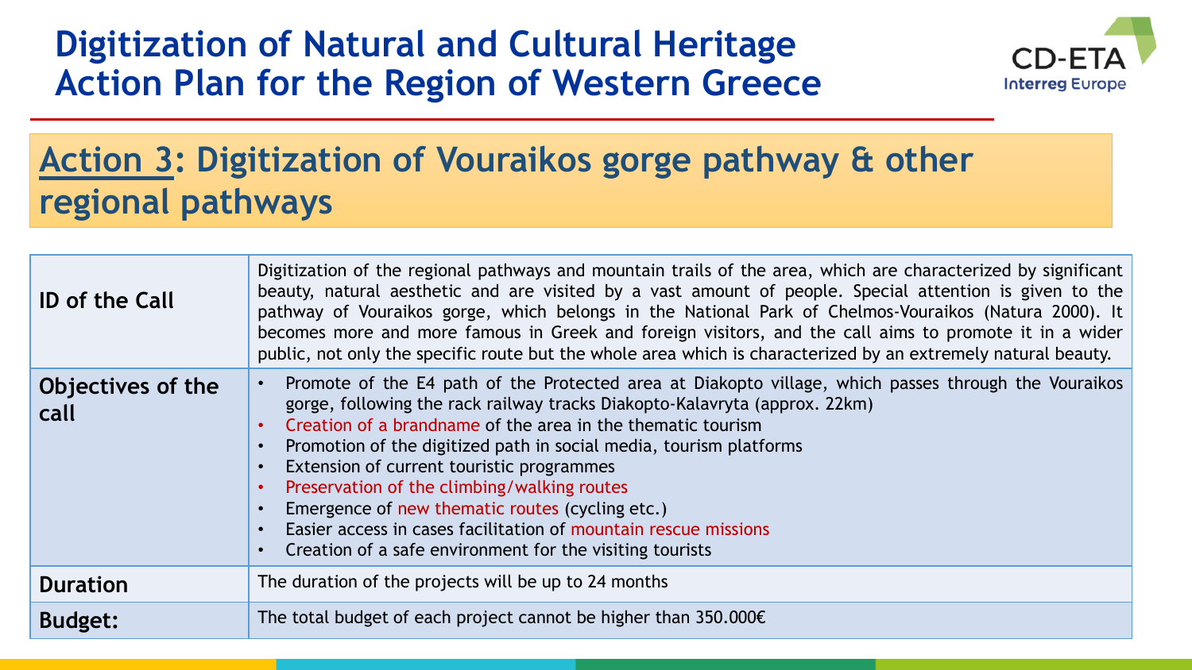# Digitization of Natural and Cultural Heritage Action Plan for the Region of Western Greece

## Action 3: Digitization of Vouraikos gorge pathway & other regional pathways

| | |
|---|---|
| **ID of the Call** | Digitization of the regional pathways and mountain trails of the area, which are characterized by significant beauty, natural aesthetic and are visited by a vast amount of people. Special attention is given to the pathway of Vouraikos gorge, which belongs in the National Park of Chelmos-Vouraikos (Natura 2000). It becomes more and more famous in Greek and foreign visitors, and the call aims to promote it in a wider public, not only the specific route but the whole area which is characterized by an extremely natural beauty. |
| **Objectives of the call** | • Promote of the E4 path of the Protected area at Diakopto village, which passes through the Vouraikos gorge, following the rack railway tracks Diakopto-Kalavryta (approx. 22km)<br>• Creation of a brandname of the area in the thematic tourism<br>• Promotion of the digitized path in social media, tourism platforms<br>• Extension of current touristic programmes<br>• Preservation of the climbing/walking routes<br>• Emergence of new thematic routes (cycling etc.)<br>• Easier access in cases facilitation of mountain rescue missions<br>• Creation of a safe environment for the visiting tourists |
| **Duration** | The duration of the projects will be up to 24 months |
| **Budget:** | The total budget of each project cannot be higher than 350.000€ |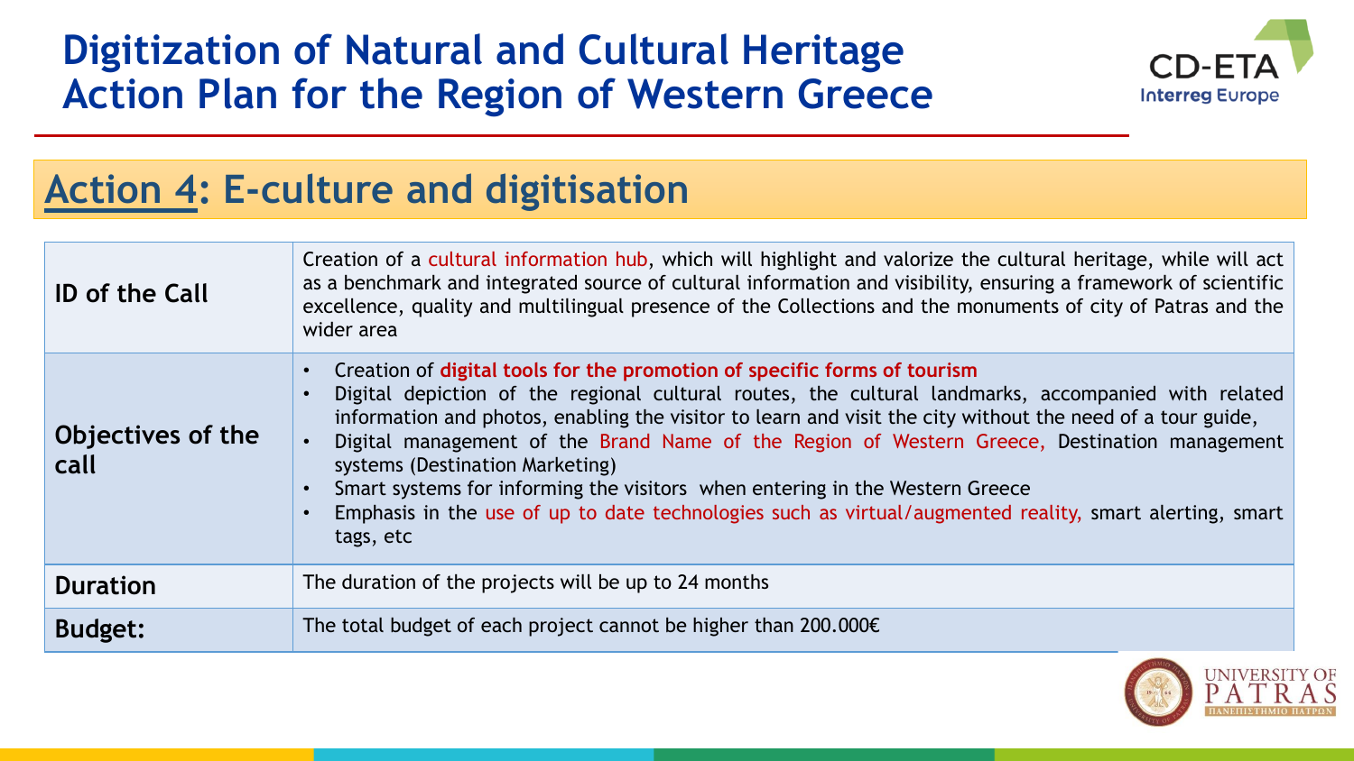# Digitization of Natural and Cultural Heritage Action Plan for the Region of Western Greece

## Action 4: E-culture and digitisation

| | |
|---|---|
| **ID of the Call** | Creation of a cultural information hub, which will highlight and valorize the cultural heritage, while will act as a benchmark and integrated source of cultural information and visibility, ensuring a framework of scientific excellence, quality and multilingual presence of the Collections and the monuments of city of Patras and the wider area |
| **Objectives of the call** | • Creation of **digital tools for the promotion of specific forms of tourism**<br>• Digital depiction of the regional cultural routes, the cultural landmarks, accompanied with related information and photos, enabling the visitor to learn and visit the city without the need of a tour guide,<br>• Digital management of the Brand Name of the Region of Western Greece, Destination management systems (Destination Marketing)<br>• Smart systems for informing the visitors when entering in the Western Greece<br>• Emphasis in the use of up to date technologies such as virtual/augmented reality, smart alerting, smart tags, etc |
| **Duration** | The duration of the projects will be up to 24 months |
| **Budget:** | The total budget of each project cannot be higher than 200.000€ |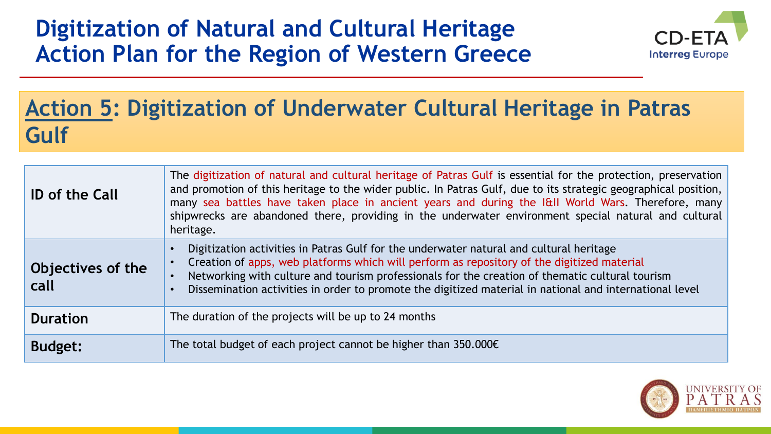# Digitization of Natural and Cultural Heritage Action Plan for the Region of Western Greece

## Action 5: Digitization of Underwater Cultural Heritage in Patras Gulf

| | |
|---|---|
| **ID of the Call** | The digitization of natural and cultural heritage of Patras Gulf is essential for the protection, preservation and promotion of this heritage to the wider public. In Patras Gulf, due to its strategic geographical position, many sea battles have taken place in ancient years and during the I&II World Wars. Therefore, many shipwrecks are abandoned there, providing in the underwater environment special natural and cultural heritage. |
| **Objectives of the call** | • Digitization activities in Patras Gulf for the underwater natural and cultural heritage<br>• Creation of apps, web platforms which will perform as repository of the digitized material<br>• Networking with culture and tourism professionals for the creation of thematic cultural tourism<br>• Dissemination activities in order to promote the digitized material in national and international level |
| **Duration** | The duration of the projects will be up to 24 months |
| **Budget:** | The total budget of each project cannot be higher than 350.000€ |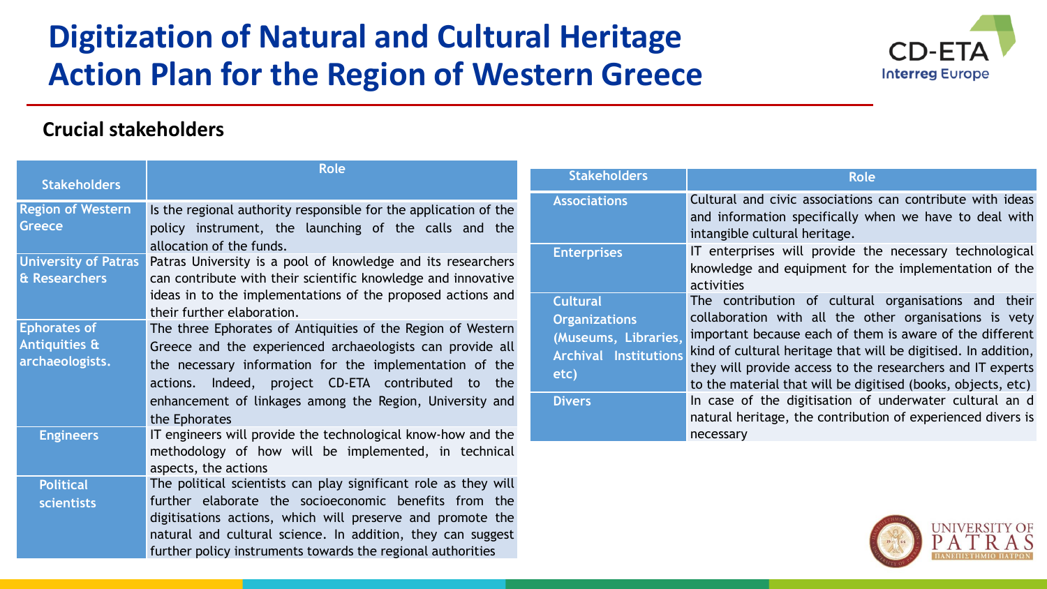# Digitization of Natural and Cultural Heritage Action Plan for the Region of Western Greece

## Crucial stakeholders

| Stakeholders | Role |
|---|---|
| Region of Western Greece | Is the regional authority responsible for the application of the policy instrument, the launching of the calls and the allocation of the funds. |
| University of Patras & Researchers | Patras University is a pool of knowledge and its researchers can contribute with their scientific knowledge and innovative ideas in to the implementations of the proposed actions and their further elaboration. |
| Ephorates of Antiquities & archaeologists. | The three Ephorates of Antiquities of the Region of Western Greece and the experienced archaeologists can provide all the necessary information for the implementation of the actions. Indeed, project CD-ETA contributed to the enhancement of linkages among the Region, University and the Ephorates |
| Engineers | IT engineers will provide the technological know-how and the methodology of how will be implemented, in technical aspects, the actions |
| Political scientists | The political scientists can play significant role as they will further elaborate the socioeconomic benefits from the digitisations actions, which will preserve and promote the natural and cultural science. In addition, they can suggest further policy instruments towards the regional authorities |

| Stakeholders | Role |
|---|---|
| Associations | Cultural and civic associations can contribute with ideas and information specifically when we have to deal with intangible cultural heritage. |
| Enterprises | IT enterprises will provide the necessary technological knowledge and equipment for the implementation of the activities |
| Cultural Organizations (Museums, Libraries, Archival Institutions etc) | The contribution of cultural organisations and their collaboration with all the other organisations is vety important because each of them is aware of the different kind of cultural heritage that will be digitised. In addition, they will provide access to the researchers and IT experts to the material that will be digitised (books, objects, etc) |
| Divers | In case of the digitisation of underwater cultural an d natural heritage, the contribution of experienced divers is necessary |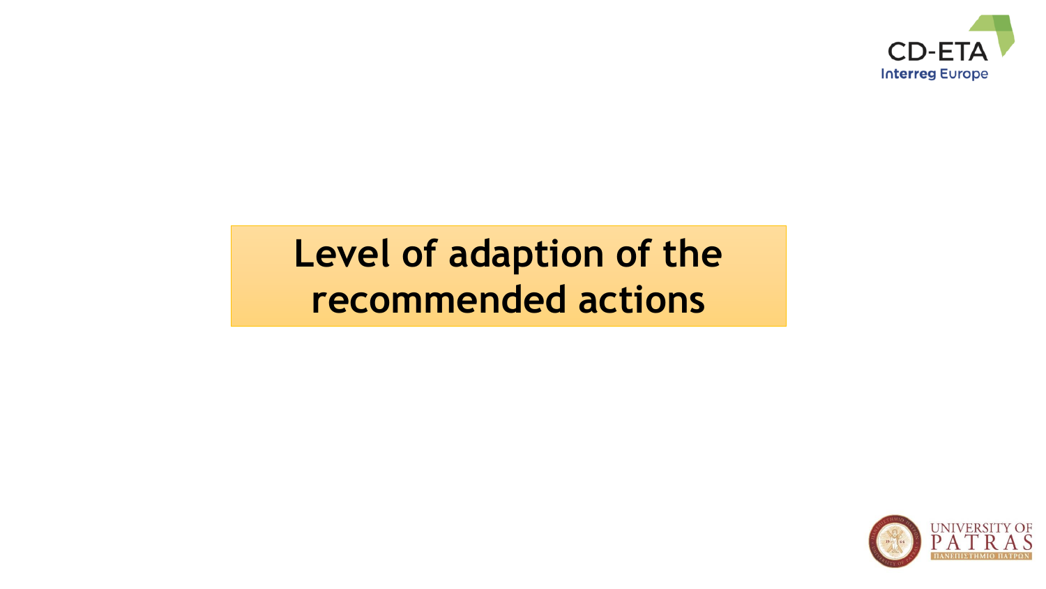# Level of adaption of the recommended actions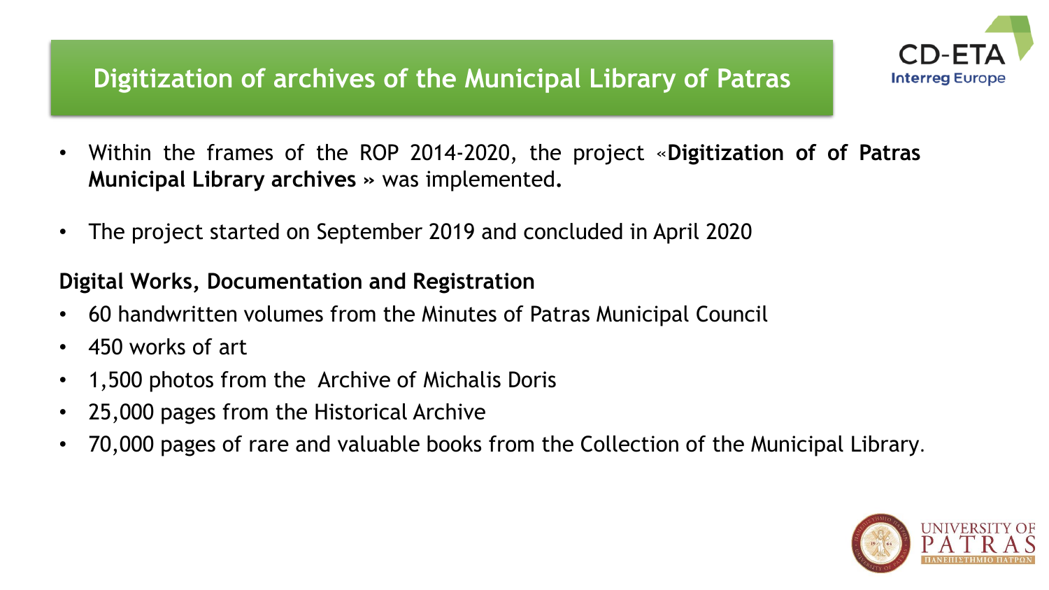## Digitization of archives of the Municipal Library of Patras

- Within the frames of the ROP 2014-2020, the project «**Digitization of of Patras Municipal Library archives** » was implemented**.**
- The project started on September 2019 and concluded in April 2020

**Digital Works, Documentation and Registration**

- 60 handwritten volumes from the Minutes of Patras Municipal Council
- 450 works of art
- 1,500 photos from the Archive of Michalis Doris
- 25,000 pages from the Historical Archive
- 70,000 pages of rare and valuable books from the Collection of the Municipal Library.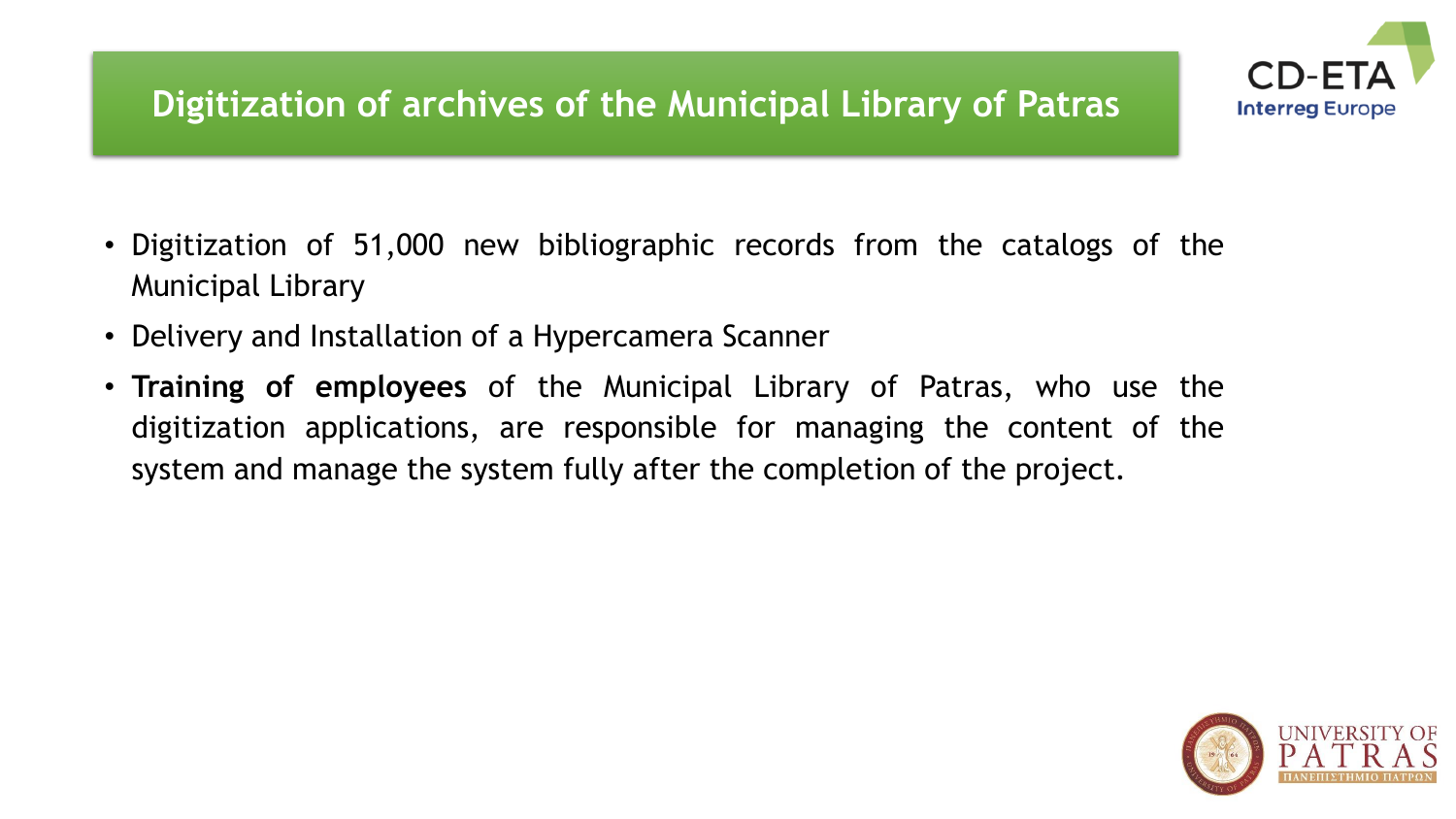## Digitization of archives of the Municipal Library of Patras

- Digitization of 51,000 new bibliographic records from the catalogs of the Municipal Library
- Delivery and Installation of a Hypercamera Scanner
- **Training of employees** of the Municipal Library of Patras, who use the digitization applications, are responsible for managing the content of the system and manage the system fully after the completion of the project.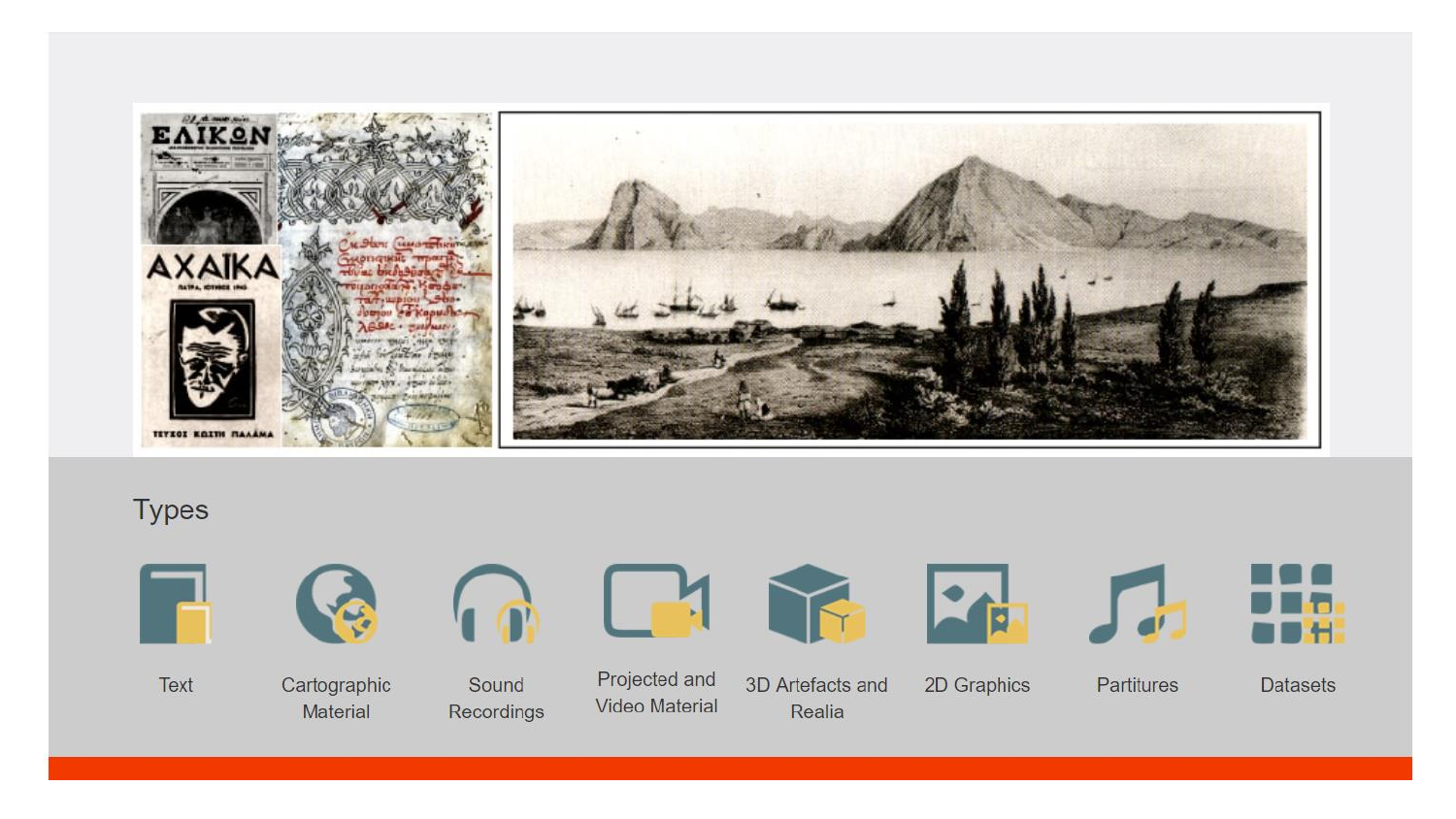## Types

- Text
- Cartographic Material
- Sound Recordings
- Projected and Video Material
- 3D Artefacts and Realia
- 2D Graphics
- Partitures
- Datasets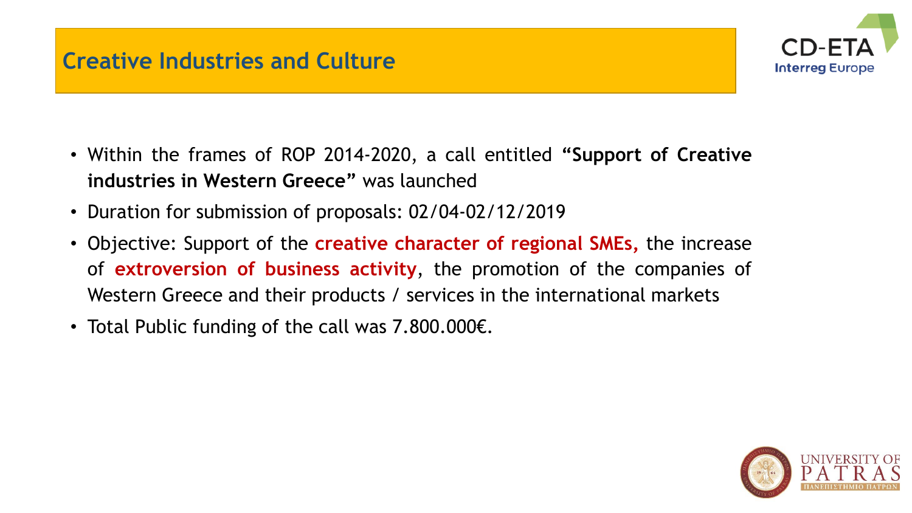# Creative Industries and Culture

- Within the frames of ROP 2014-2020, a call entitled **"Support of Creative industries in Western Greece"** was launched
- Duration for submission of proposals: 02/04-02/12/2019
- Objective: Support of the **creative character of regional SMEs,** the increase of **extroversion of business activity**, the promotion of the companies of Western Greece and their products / services in the international markets
- Total Public funding of the call was 7.800.000€.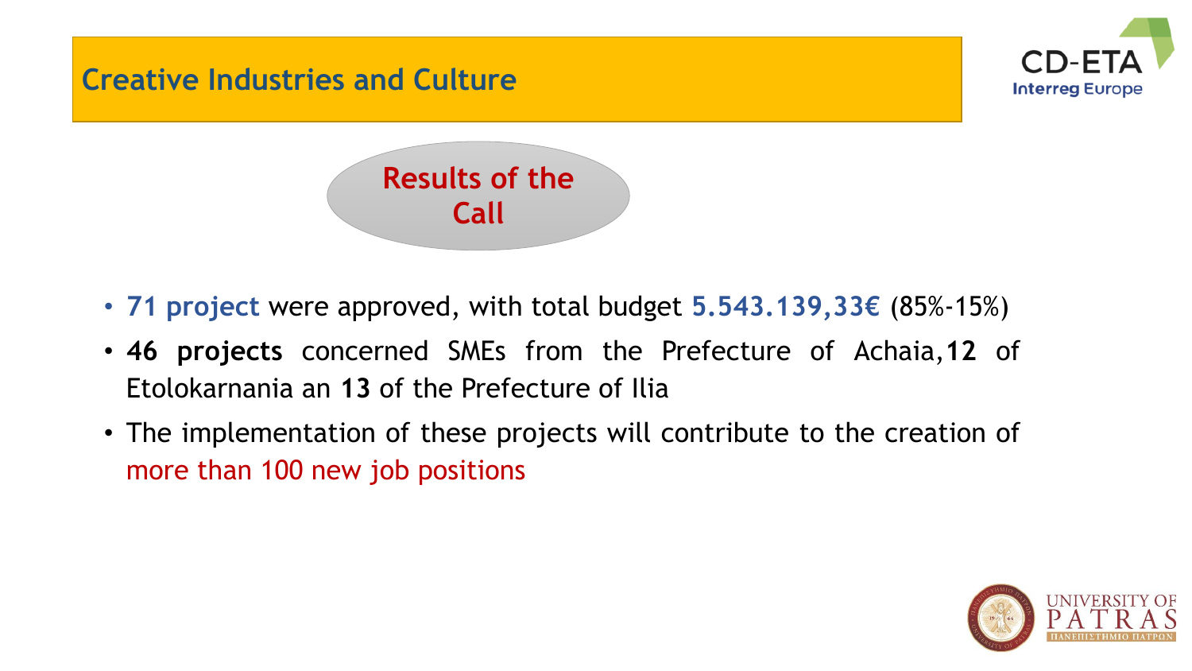# Creative Industries and Culture

## Results of the Call

- **71 project** were approved, with total budget **5.543.139,33€** (85%-15%)
- **46 projects** concerned SMEs from the Prefecture of Achaia,**12** of Etolokarnania an **13** of the Prefecture of Ilia
- The implementation of these projects will contribute to the creation of more than 100 new job positions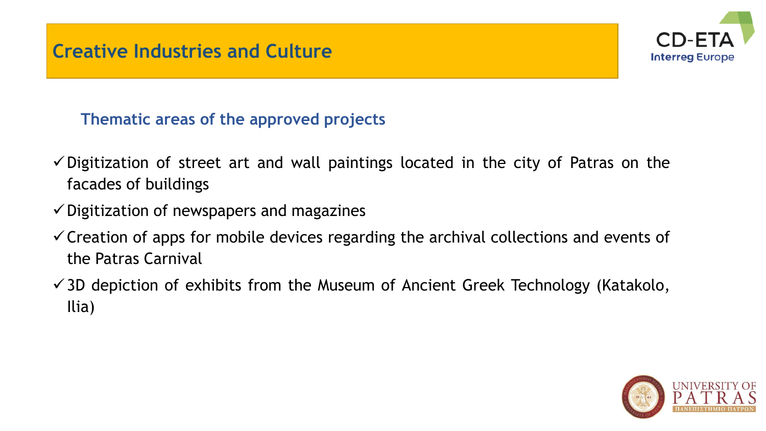# Creative Industries and Culture

## Thematic areas of the approved projects

- ✓ Digitization of street art and wall paintings located in the city of Patras on the facades of buildings
- ✓ Digitization of newspapers and magazines
- ✓ Creation of apps for mobile devices regarding the archival collections and events of the Patras Carnival
- ✓ 3D depiction of exhibits from the Museum of Ancient Greek Technology (Katakolo, Ilia)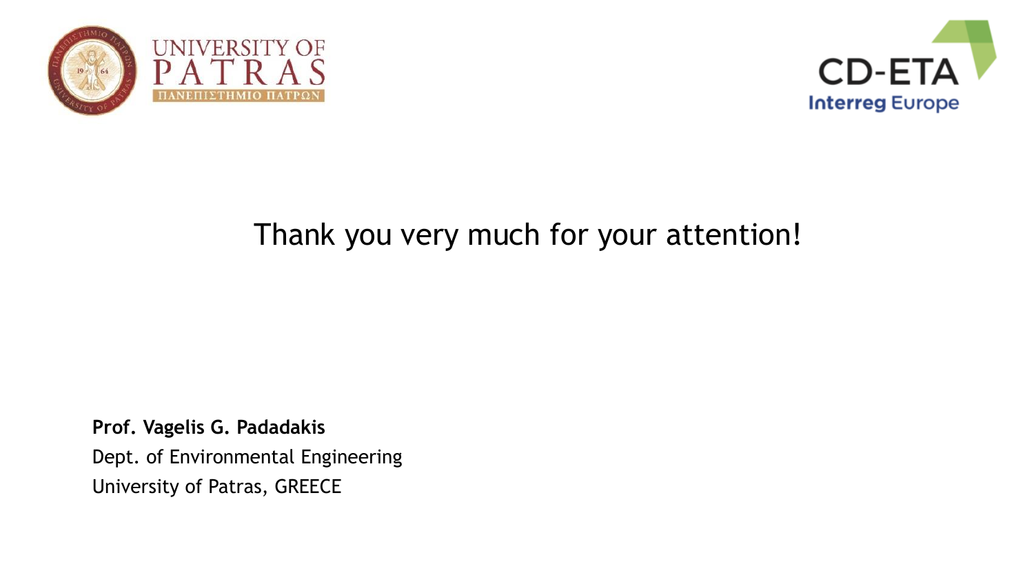Thank you very much for your attention!

**Prof. Vagelis G. Padadakis**

Dept. of Environmental Engineering

University of Patras, GREECE